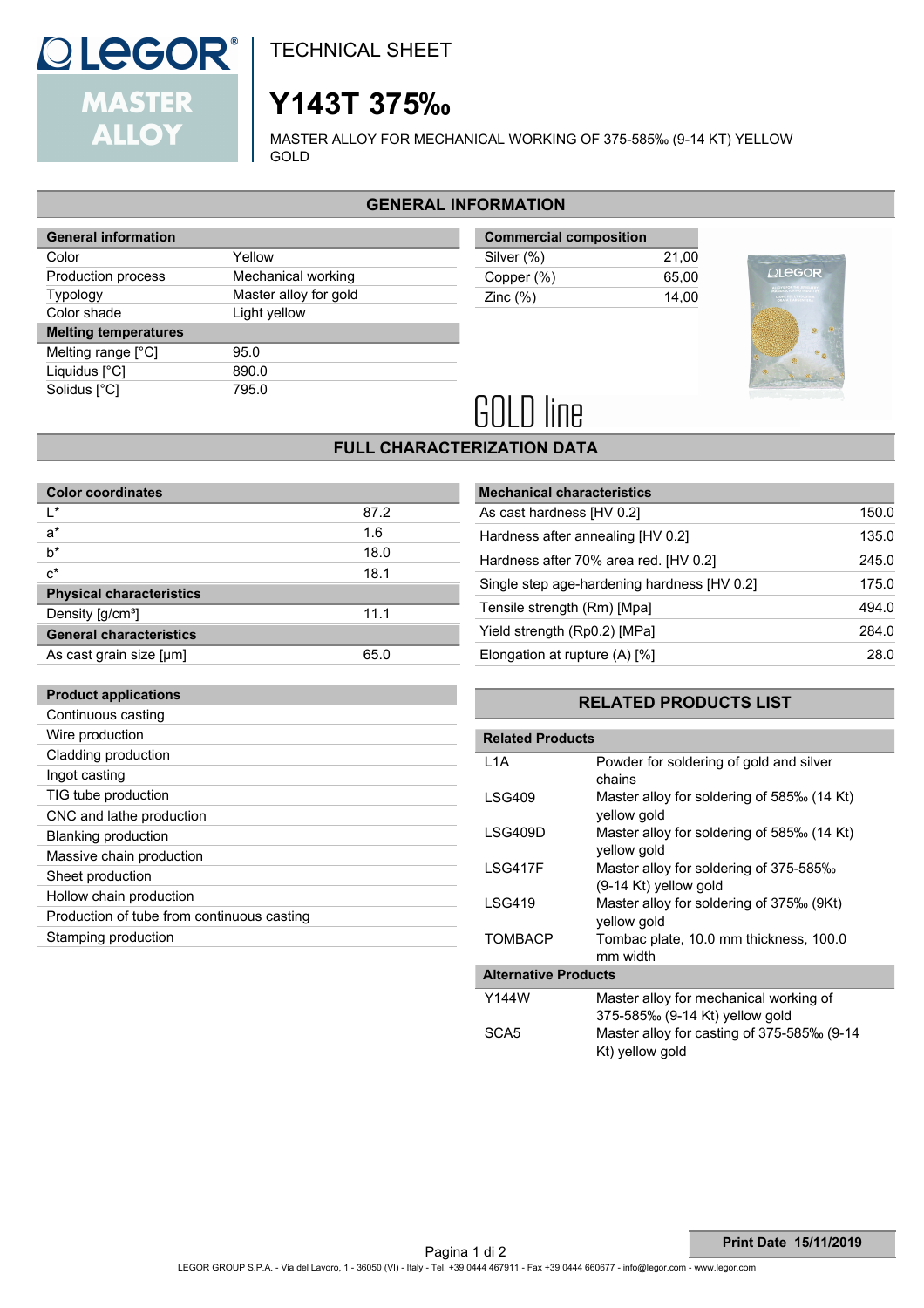# TECHNICAL SHEET

# Y143T 375‰

MASTER ALLOY FOR MECHANICAL WORKING OF 375-585‰ (9-14 KT) YELLOW GOLD

## GENERAL INFORMATION

| General information | |
|---|---|
| Color | Yellow |
| Production process | Mechanical working |
| Typology | Master alloy for gold |
| Color shade | Light yellow |
| **Melting temperatures** | |
| Melting range [°C] | 95.0 |
| Liquidus [°C] | 890.0 |
| Solidus [°C] | 795.0 |

| Commercial composition | |
|---|---|
| Silver (%) | 21,00 |
| Copper (%) | 65,00 |
| Zinc (%) | 14,00 |

GOLD line

## FULL CHARACTERIZATION DATA

| Color coordinates | |
|---|---|
| L* | 87.2 |
| a* | 1.6 |
| b* | 18.0 |
| c* | 18.1 |
| **Physical characteristics** | |
| Density [g/cm³] | 11.1 |
| **General characteristics** | |
| As cast grain size [µm] | 65.0 |

| Mechanical characteristics | |
|---|---|
| As cast hardness [HV 0.2] | 150.0 |
| Hardness after annealing [HV 0.2] | 135.0 |
| Hardness after 70% area red. [HV 0.2] | 245.0 |
| Single step age-hardening hardness [HV 0.2] | 175.0 |
| Tensile strength (Rm) [Mpa] | 494.0 |
| Yield strength (Rp0.2) [MPa] | 284.0 |
| Elongation at rupture (A) [%] | 28.0 |

| Product applications |
|---|
| Continuous casting |
| Wire production |
| Cladding production |
| Ingot casting |
| TIG tube production |
| CNC and lathe production |
| Blanking production |
| Massive chain production |
| Sheet production |
| Hollow chain production |
| Production of tube from continuous casting |
| Stamping production |

## RELATED PRODUCTS LIST

| Related Products | |
|---|---|
| L1A | Powder for soldering of gold and silver chains |
| LSG409 | Master alloy for soldering of 585‰ (14 Kt) yellow gold |
| LSG409D | Master alloy for soldering of 585‰ (14 Kt) yellow gold |
| LSG417F | Master alloy for soldering of 375-585‰ (9-14 Kt) yellow gold |
| LSG419 | Master alloy for soldering of 375‰ (9Kt) yellow gold |
| TOMBACP | Tombac plate, 10.0 mm thickness, 100.0 mm width |
| **Alternative Products** | |
| Y144W | Master alloy for mechanical working of 375-585‰ (9-14 Kt) yellow gold |
| SCA5 | Master alloy for casting of 375-585‰ (9-14 Kt) yellow gold |

**Print Date 15/11/2019**

LEGOR GROUP S.P.A. - Via del Lavoro, 1 - 36050 (VI) - Italy - Tel. +39 0444 467911 - Fax +39 0444 660677 - info@legor.com - www.legor.com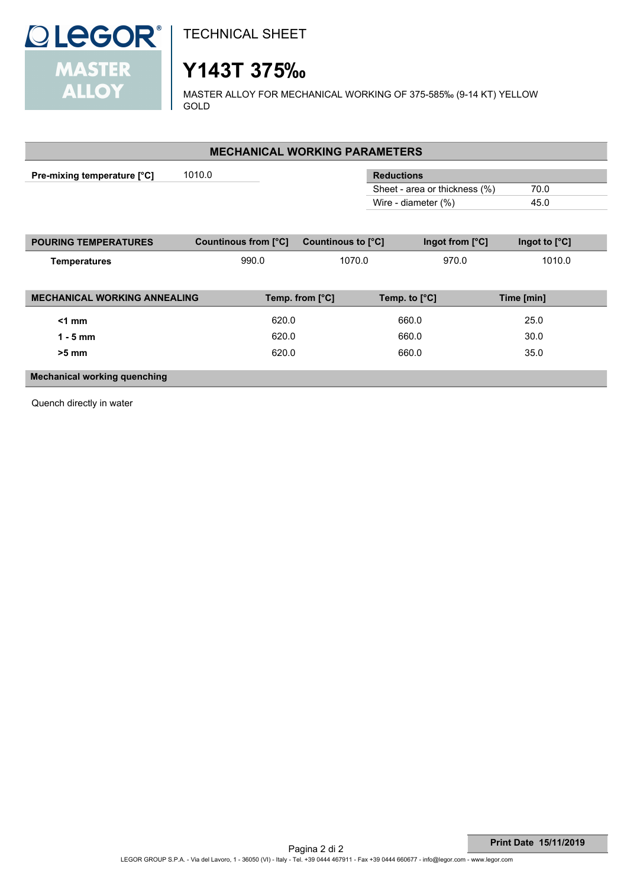TECHNICAL SHEET

# Y143T 375‰

MASTER ALLOY FOR MECHANICAL WORKING OF 375-585‰ (9-14 KT) YELLOW GOLD

## MECHANICAL WORKING PARAMETERS

| | |
|---|---|
| **Pre-mixing temperature [°C]** | 1010.0 |

| **Reductions** | |
|---|---|
| Sheet - area or thickness (%) | 70.0 |
| Wire - diameter (%) | 45.0 |

| POURING TEMPERATURES | Countinous from [°C] | Countinous to [°C] | Ingot from [°C] | Ingot to [°C] |
|---|---|---|---|---|
| **Temperatures** | 990.0 | 1070.0 | 970.0 | 1010.0 |

| MECHANICAL WORKING ANNEALING | Temp. from [°C] | Temp. to [°C] | Time [min] |
|---|---|---|---|
| **<1 mm** | 620.0 | 660.0 | 25.0 |
| **1 - 5 mm** | 620.0 | 660.0 | 30.0 |
| **>5 mm** | 620.0 | 660.0 | 35.0 |

**Mechanical working quenching**

Quench directly in water

**Print Date 15/11/2019**

LEGOR GROUP S.P.A. - Via del Lavoro, 1 - 36050 (VI) - Italy - Tel. +39 0444 467911 - Fax +39 0444 660677 - info@legor.com - www.legor.com